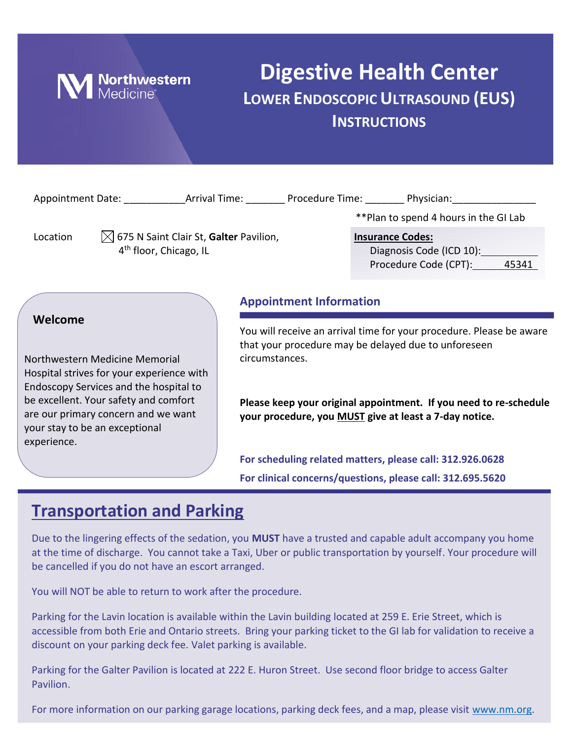Northwestern Medicine

# Digestive Health Center

## LOWER ENDOSCOPIC ULTRASOUND (EUS) INSTRUCTIONS

Appointment Date: ___________ Arrival Time: _______ Procedure Time: _______ Physician: _______________

**Plan to spend 4 hours in the GI Lab

Location ☒ 675 N Saint Clair St, **Galter** Pavilion, 4th floor, Chicago, IL

**Insurance Codes:**

Diagnosis Code (ICD 10): __________

Procedure Code (CPT): 45341

### Welcome

Northwestern Medicine Memorial Hospital strives for your experience with Endoscopy Services and the hospital to be excellent. Your safety and comfort are our primary concern and we want your stay to be an exceptional experience.

### Appointment Information

You will receive an arrival time for your procedure. Please be aware that your procedure may be delayed due to unforeseen circumstances.

**Please keep your original appointment. If you need to re-schedule your procedure, you MUST give at least a 7-day notice.**

**For scheduling related matters, please call: 312.926.0628**

**For clinical concerns/questions, please call: 312.695.5620**

## Transportation and Parking

Due to the lingering effects of the sedation, you **MUST** have a trusted and capable adult accompany you home at the time of discharge. You cannot take a Taxi, Uber or public transportation by yourself. Your procedure will be cancelled if you do not have an escort arranged.

You will NOT be able to return to work after the procedure.

Parking for the Lavin location is available within the Lavin building located at 259 E. Erie Street, which is accessible from both Erie and Ontario streets. Bring your parking ticket to the GI lab for validation to receive a discount on your parking deck fee. Valet parking is available.

Parking for the Galter Pavilion is located at 222 E. Huron Street. Use second floor bridge to access Galter Pavilion.

For more information on our parking garage locations, parking deck fees, and a map, please visit www.nm.org.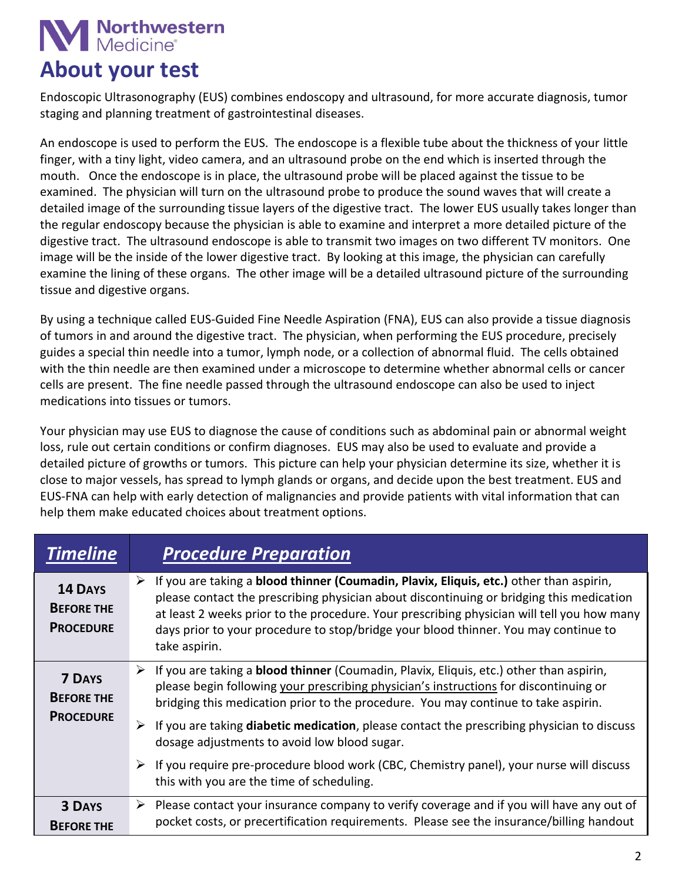# About your test

Endoscopic Ultrasonography (EUS) combines endoscopy and ultrasound, for more accurate diagnosis, tumor staging and planning treatment of gastrointestinal diseases.

An endoscope is used to perform the EUS. The endoscope is a flexible tube about the thickness of your little finger, with a tiny light, video camera, and an ultrasound probe on the end which is inserted through the mouth. Once the endoscope is in place, the ultrasound probe will be placed against the tissue to be examined. The physician will turn on the ultrasound probe to produce the sound waves that will create a detailed image of the surrounding tissue layers of the digestive tract. The lower EUS usually takes longer than the regular endoscopy because the physician is able to examine and interpret a more detailed picture of the digestive tract. The ultrasound endoscope is able to transmit two images on two different TV monitors. One image will be the inside of the lower digestive tract. By looking at this image, the physician can carefully examine the lining of these organs. The other image will be a detailed ultrasound picture of the surrounding tissue and digestive organs.

By using a technique called EUS-Guided Fine Needle Aspiration (FNA), EUS can also provide a tissue diagnosis of tumors in and around the digestive tract. The physician, when performing the EUS procedure, precisely guides a special thin needle into a tumor, lymph node, or a collection of abnormal fluid. The cells obtained with the thin needle are then examined under a microscope to determine whether abnormal cells or cancer cells are present. The fine needle passed through the ultrasound endoscope can also be used to inject medications into tissues or tumors.

Your physician may use EUS to diagnose the cause of conditions such as abdominal pain or abnormal weight loss, rule out certain conditions or confirm diagnoses. EUS may also be used to evaluate and provide a detailed picture of growths or tumors. This picture can help your physician determine its size, whether it is close to major vessels, has spread to lymph glands or organs, and decide upon the best treatment. EUS and EUS-FNA can help with early detection of malignancies and provide patients with vital information that can help them make educated choices about treatment options.

| *Timeline* | *Procedure Preparation* |
|---|---|
| **14 Days Before the Procedure** | ➢ If you are taking a **blood thinner (Coumadin, Plavix, Eliquis, etc.)** other than aspirin, please contact the prescribing physician about discontinuing or bridging this medication at least 2 weeks prior to the procedure. Your prescribing physician will tell you how many days prior to your procedure to stop/bridge your blood thinner. You may continue to take aspirin. |
| **7 Days Before the Procedure** | ➢ If you are taking a **blood thinner** (Coumadin, Plavix, Eliquis, etc.) other than aspirin, please begin following your prescribing physician's instructions for discontinuing or bridging this medication prior to the procedure. You may continue to take aspirin.<br>➢ If you are taking **diabetic medication**, please contact the prescribing physician to discuss dosage adjustments to avoid low blood sugar.<br>➢ If you require pre-procedure blood work (CBC, Chemistry panel), your nurse will discuss this with you are the time of scheduling. |
| **3 Days Before the** | ➢ Please contact your insurance company to verify coverage and if you will have any out of pocket costs, or precertification requirements. Please see the insurance/billing handout |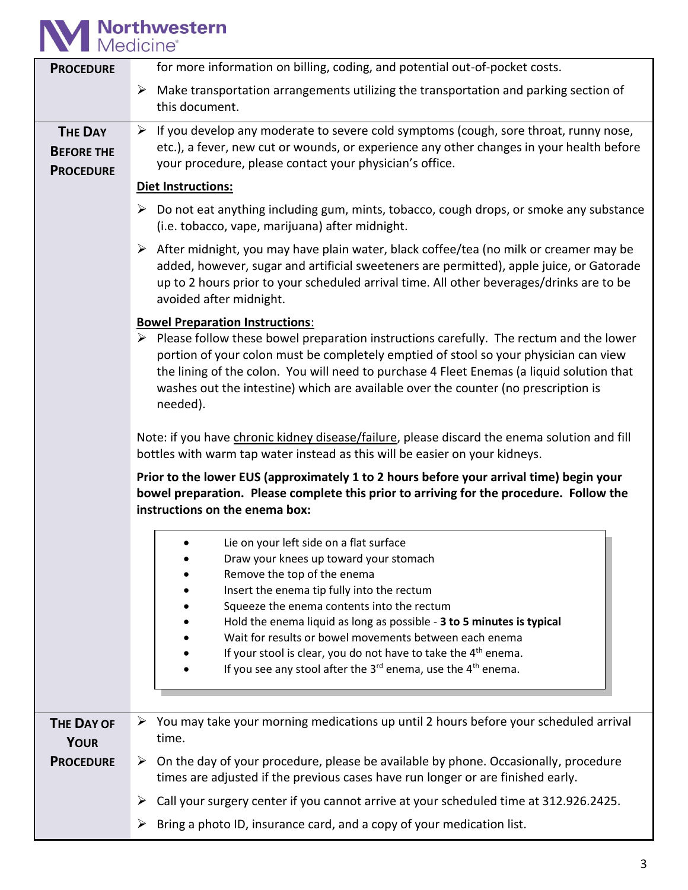| | |
|---|---|
| **PROCEDURE** | for more information on billing, coding, and potential out-of-pocket costs.<br><br>➢ Make transportation arrangements utilizing the transportation and parking section of this document. |
| **THE DAY BEFORE THE PROCEDURE** | ➢ If you develop any moderate to severe cold symptoms (cough, sore throat, runny nose, etc.), a fever, new cut or wounds, or experience any other changes in your health before your procedure, please contact your physician's office.<br><br>**<u>Diet Instructions:</u>**<br><br>➢ Do not eat anything including gum, mints, tobacco, cough drops, or smoke any substance (i.e. tobacco, vape, marijuana) after midnight.<br><br>➢ After midnight, you may have plain water, black coffee/tea (no milk or creamer may be added, however, sugar and artificial sweeteners are permitted), apple juice, or Gatorade up to 2 hours prior to your scheduled arrival time. All other beverages/drinks are to be avoided after midnight.<br><br>**<u>Bowel Preparation Instructions</u>**:<br>➢ Please follow these bowel preparation instructions carefully. The rectum and the lower portion of your colon must be completely emptied of stool so your physician can view the lining of the colon. You will need to purchase 4 Fleet Enemas (a liquid solution that washes out the intestine) which are available over the counter (no prescription is needed).<br><br>Note: if you have <u>chronic kidney disease/failure</u>, please discard the enema solution and fill bottles with warm tap water instead as this will be easier on your kidneys.<br><br>**Prior to the lower EUS (approximately 1 to 2 hours before your arrival time) begin your bowel preparation. Please complete this prior to arriving for the procedure. Follow the instructions on the enema box:**<br><br>• Lie on your left side on a flat surface<br>• Draw your knees up toward your stomach<br>• Remove the top of the enema<br>• Insert the enema tip fully into the rectum<br>• Squeeze the enema contents into the rectum<br>• Hold the enema liquid as long as possible - **3 to 5 minutes is typical**<br>• Wait for results or bowel movements between each enema<br>• If your stool is clear, you do not have to take the 4th enema.<br>• If you see any stool after the 3rd enema, use the 4th enema. |
| **THE DAY OF YOUR PROCEDURE** | ➢ You may take your morning medications up until 2 hours before your scheduled arrival time.<br><br>➢ On the day of your procedure, please be available by phone. Occasionally, procedure times are adjusted if the previous cases have run longer or are finished early.<br><br>➢ Call your surgery center if you cannot arrive at your scheduled time at 312.926.2425.<br><br>➢ Bring a photo ID, insurance card, and a copy of your medication list. |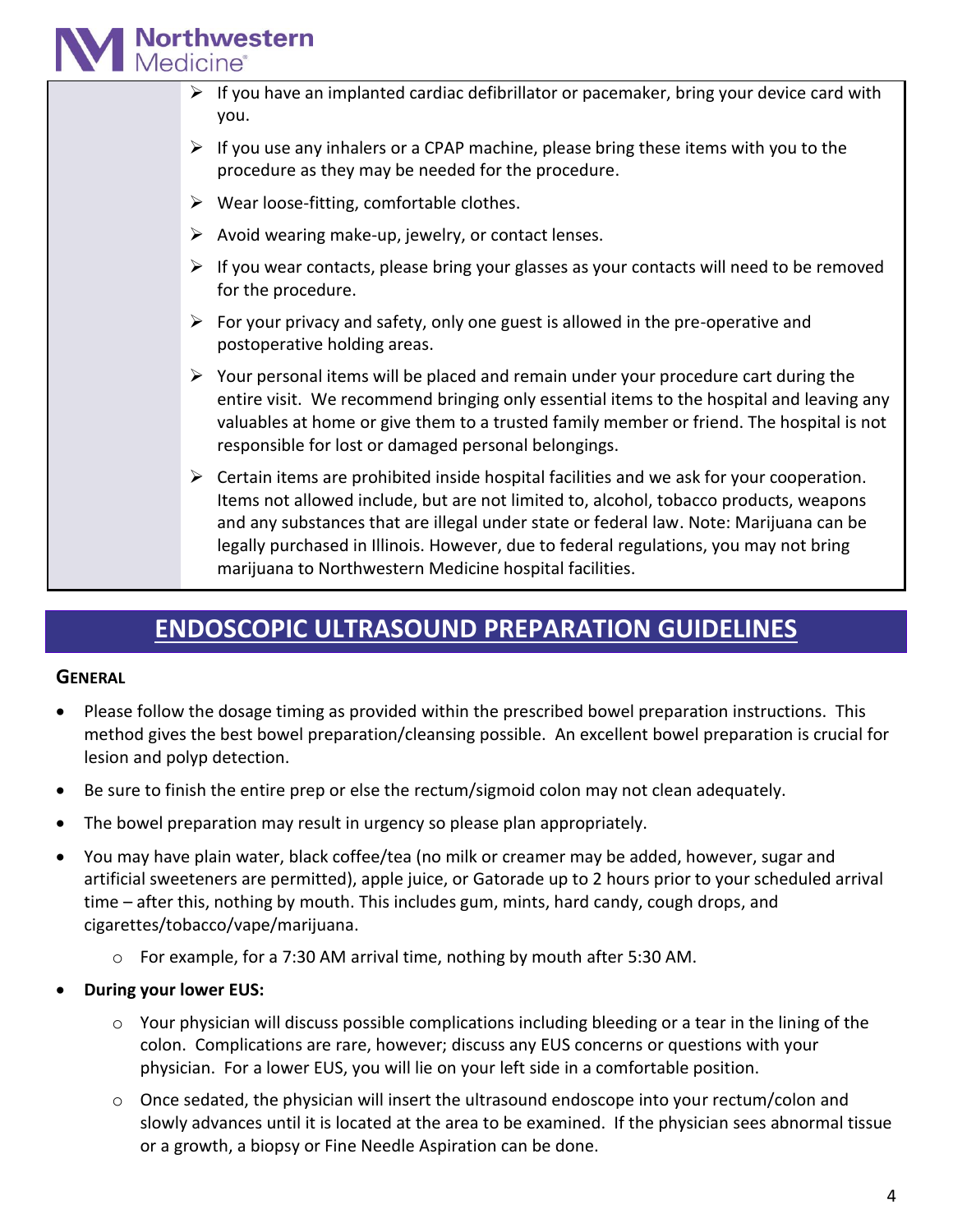- If you have an implanted cardiac defibrillator or pacemaker, bring your device card with you.
- If you use any inhalers or a CPAP machine, please bring these items with you to the procedure as they may be needed for the procedure.
- Wear loose-fitting, comfortable clothes.
- Avoid wearing make-up, jewelry, or contact lenses.
- If you wear contacts, please bring your glasses as your contacts will need to be removed for the procedure.
- For your privacy and safety, only one guest is allowed in the pre-operative and postoperative holding areas.
- Your personal items will be placed and remain under your procedure cart during the entire visit. We recommend bringing only essential items to the hospital and leaving any valuables at home or give them to a trusted family member or friend. The hospital is not responsible for lost or damaged personal belongings.
- Certain items are prohibited inside hospital facilities and we ask for your cooperation. Items not allowed include, but are not limited to, alcohol, tobacco products, weapons and any substances that are illegal under state or federal law. Note: Marijuana can be legally purchased in Illinois. However, due to federal regulations, you may not bring marijuana to Northwestern Medicine hospital facilities.

# ENDOSCOPIC ULTRASOUND PREPARATION GUIDELINES

### GENERAL

- Please follow the dosage timing as provided within the prescribed bowel preparation instructions. This method gives the best bowel preparation/cleansing possible. An excellent bowel preparation is crucial for lesion and polyp detection.
- Be sure to finish the entire prep or else the rectum/sigmoid colon may not clean adequately.
- The bowel preparation may result in urgency so please plan appropriately.
- You may have plain water, black coffee/tea (no milk or creamer may be added, however, sugar and artificial sweeteners are permitted), apple juice, or Gatorade up to 2 hours prior to your scheduled arrival time – after this, nothing by mouth. This includes gum, mints, hard candy, cough drops, and cigarettes/tobacco/vape/marijuana.
  - For example, for a 7:30 AM arrival time, nothing by mouth after 5:30 AM.
- **During your lower EUS:**
  - Your physician will discuss possible complications including bleeding or a tear in the lining of the colon. Complications are rare, however; discuss any EUS concerns or questions with your physician. For a lower EUS, you will lie on your left side in a comfortable position.
  - Once sedated, the physician will insert the ultrasound endoscope into your rectum/colon and slowly advances until it is located at the area to be examined. If the physician sees abnormal tissue or a growth, a biopsy or Fine Needle Aspiration can be done.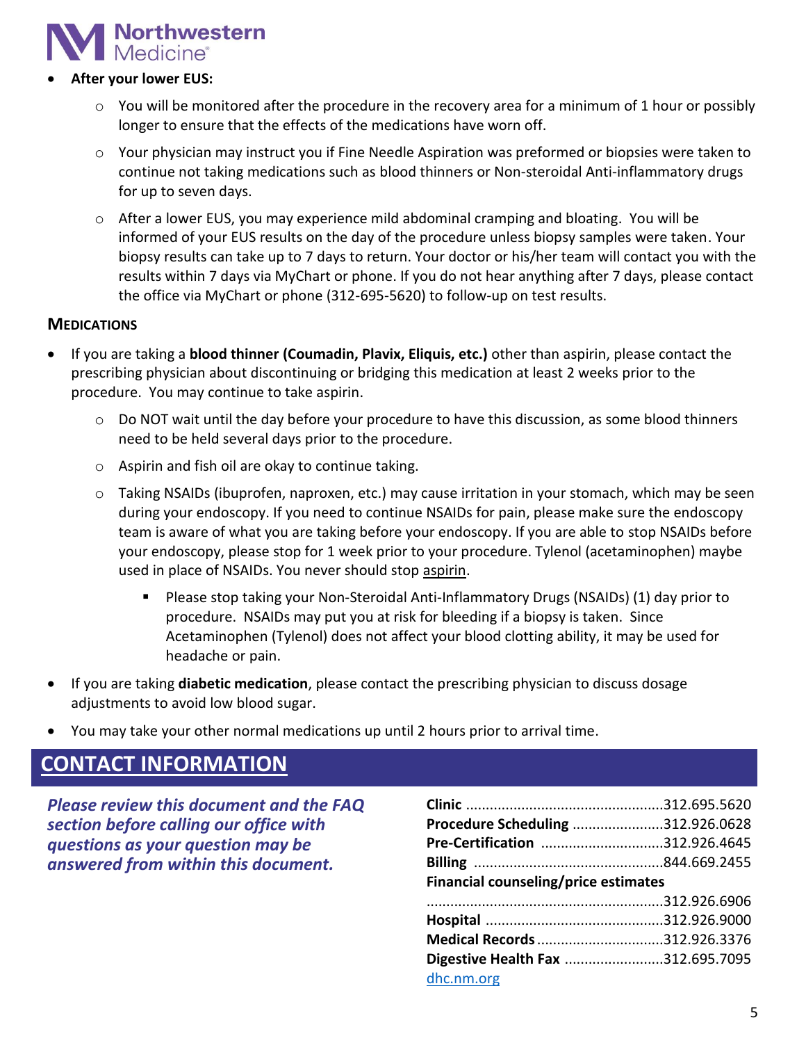- **After your lower EUS:**
  - You will be monitored after the procedure in the recovery area for a minimum of 1 hour or possibly longer to ensure that the effects of the medications have worn off.
  - Your physician may instruct you if Fine Needle Aspiration was preformed or biopsies were taken to continue not taking medications such as blood thinners or Non-steroidal Anti-inflammatory drugs for up to seven days.
  - After a lower EUS, you may experience mild abdominal cramping and bloating. You will be informed of your EUS results on the day of the procedure unless biopsy samples were taken. Your biopsy results can take up to 7 days to return. Your doctor or his/her team will contact you with the results within 7 days via MyChart or phone. If you do not hear anything after 7 days, please contact the office via MyChart or phone (312-695-5620) to follow-up on test results.

## MEDICATIONS

- If you are taking a **blood thinner (Coumadin, Plavix, Eliquis, etc.)** other than aspirin, please contact the prescribing physician about discontinuing or bridging this medication at least 2 weeks prior to the procedure. You may continue to take aspirin.
  - Do NOT wait until the day before your procedure to have this discussion, as some blood thinners need to be held several days prior to the procedure.
  - Aspirin and fish oil are okay to continue taking.
  - Taking NSAIDs (ibuprofen, naproxen, etc.) may cause irritation in your stomach, which may be seen during your endoscopy. If you need to continue NSAIDs for pain, please make sure the endoscopy team is aware of what you are taking before your endoscopy. If you are able to stop NSAIDs before your endoscopy, please stop for 1 week prior to your procedure. Tylenol (acetaminophen) maybe used in place of NSAIDs. You never should stop aspirin.
    - Please stop taking your Non-Steroidal Anti-Inflammatory Drugs (NSAIDs) (1) day prior to procedure. NSAIDs may put you at risk for bleeding if a biopsy is taken. Since Acetaminophen (Tylenol) does not affect your blood clotting ability, it may be used for headache or pain.
- If you are taking **diabetic medication**, please contact the prescribing physician to discuss dosage adjustments to avoid low blood sugar.
- You may take your other normal medications up until 2 hours prior to arrival time.

## CONTACT INFORMATION

***Please review this document and the FAQ section before calling our office with questions as your question may be answered from within this document.***

**Clinic** ....................................................312.695.5620
**Procedure Scheduling** .......................312.926.0628
**Pre-Certification** ...............................312.926.4645
**Billing** ................................................844.669.2455
**Financial counseling/price estimates** ..............................................................312.926.6906
**Hospital** ..............................................312.926.9000
**Medical Records** ................................312.926.3376
**Digestive Health Fax** .........................312.695.7095
dhc.nm.org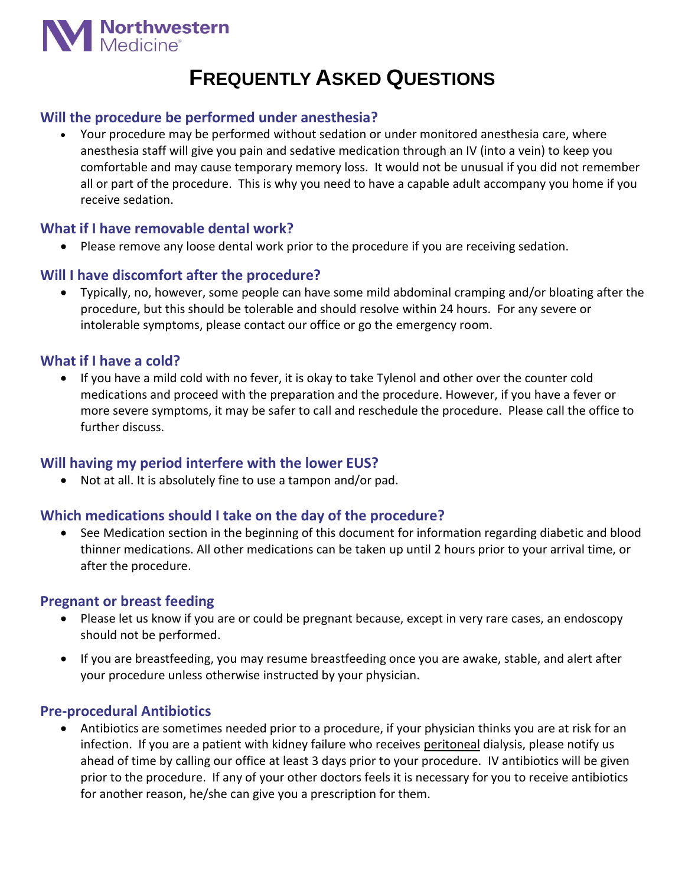Northwestern Medicine®

# FREQUENTLY ASKED QUESTIONS

## Will the procedure be performed under anesthesia?

- Your procedure may be performed without sedation or under monitored anesthesia care, where anesthesia staff will give you pain and sedative medication through an IV (into a vein) to keep you comfortable and may cause temporary memory loss. It would not be unusual if you did not remember all or part of the procedure. This is why you need to have a capable adult accompany you home if you receive sedation.

## What if I have removable dental work?

- Please remove any loose dental work prior to the procedure if you are receiving sedation.

## Will I have discomfort after the procedure?

- Typically, no, however, some people can have some mild abdominal cramping and/or bloating after the procedure, but this should be tolerable and should resolve within 24 hours. For any severe or intolerable symptoms, please contact our office or go the emergency room.

## What if I have a cold?

- If you have a mild cold with no fever, it is okay to take Tylenol and other over the counter cold medications and proceed with the preparation and the procedure. However, if you have a fever or more severe symptoms, it may be safer to call and reschedule the procedure. Please call the office to further discuss.

## Will having my period interfere with the lower EUS?

- Not at all. It is absolutely fine to use a tampon and/or pad.

## Which medications should I take on the day of the procedure?

- See Medication section in the beginning of this document for information regarding diabetic and blood thinner medications. All other medications can be taken up until 2 hours prior to your arrival time, or after the procedure.

## Pregnant or breast feeding

- Please let us know if you are or could be pregnant because, except in very rare cases, an endoscopy should not be performed.
- If you are breastfeeding, you may resume breastfeeding once you are awake, stable, and alert after your procedure unless otherwise instructed by your physician.

## Pre-procedural Antibiotics

- Antibiotics are sometimes needed prior to a procedure, if your physician thinks you are at risk for an infection. If you are a patient with kidney failure who receives peritoneal dialysis, please notify us ahead of time by calling our office at least 3 days prior to your procedure. IV antibiotics will be given prior to the procedure. If any of your other doctors feels it is necessary for you to receive antibiotics for another reason, he/she can give you a prescription for them.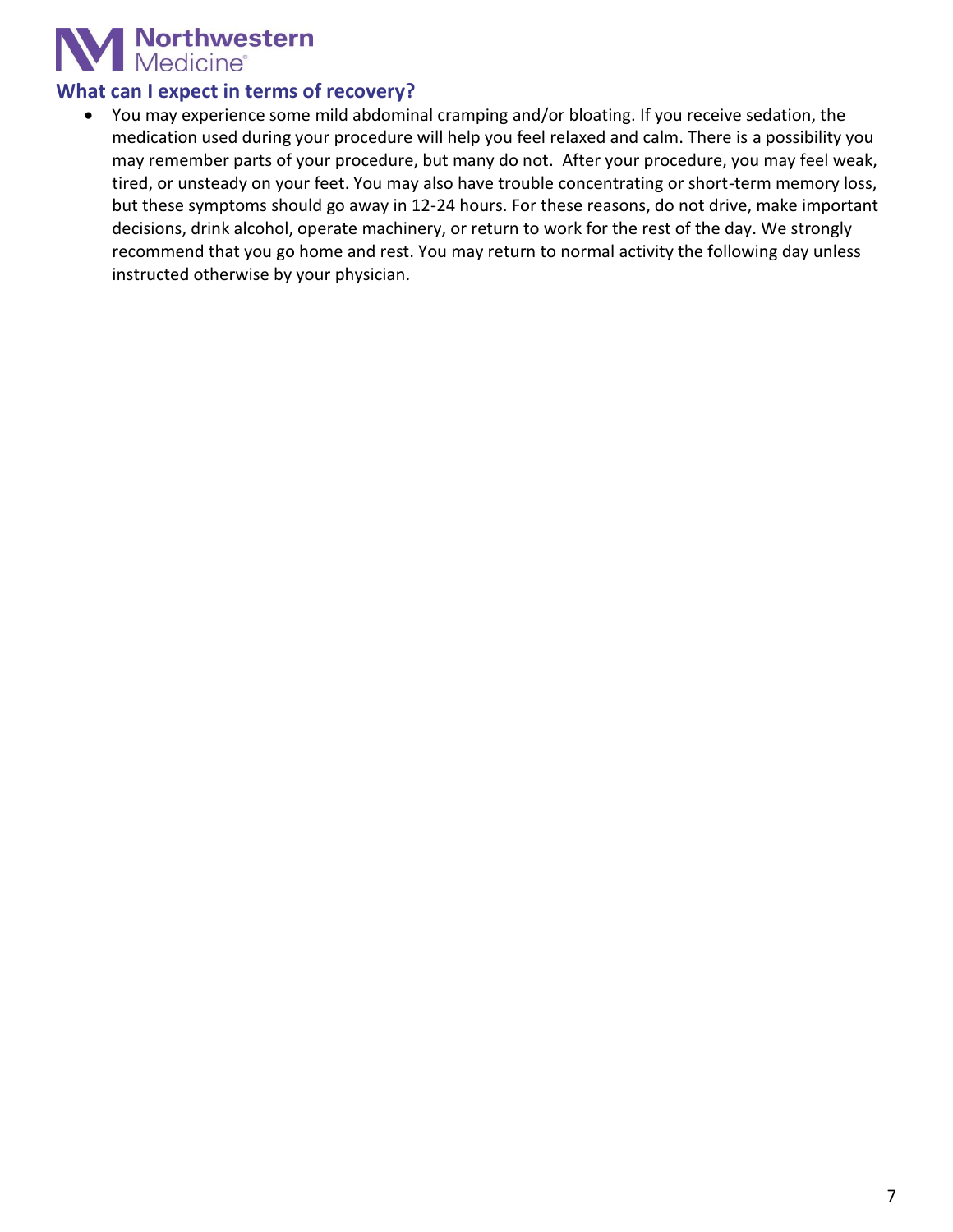## What can I expect in terms of recovery?

- You may experience some mild abdominal cramping and/or bloating. If you receive sedation, the medication used during your procedure will help you feel relaxed and calm. There is a possibility you may remember parts of your procedure, but many do not. After your procedure, you may feel weak, tired, or unsteady on your feet. You may also have trouble concentrating or short-term memory loss, but these symptoms should go away in 12-24 hours. For these reasons, do not drive, make important decisions, drink alcohol, operate machinery, or return to work for the rest of the day. We strongly recommend that you go home and rest. You may return to normal activity the following day unless instructed otherwise by your physician.